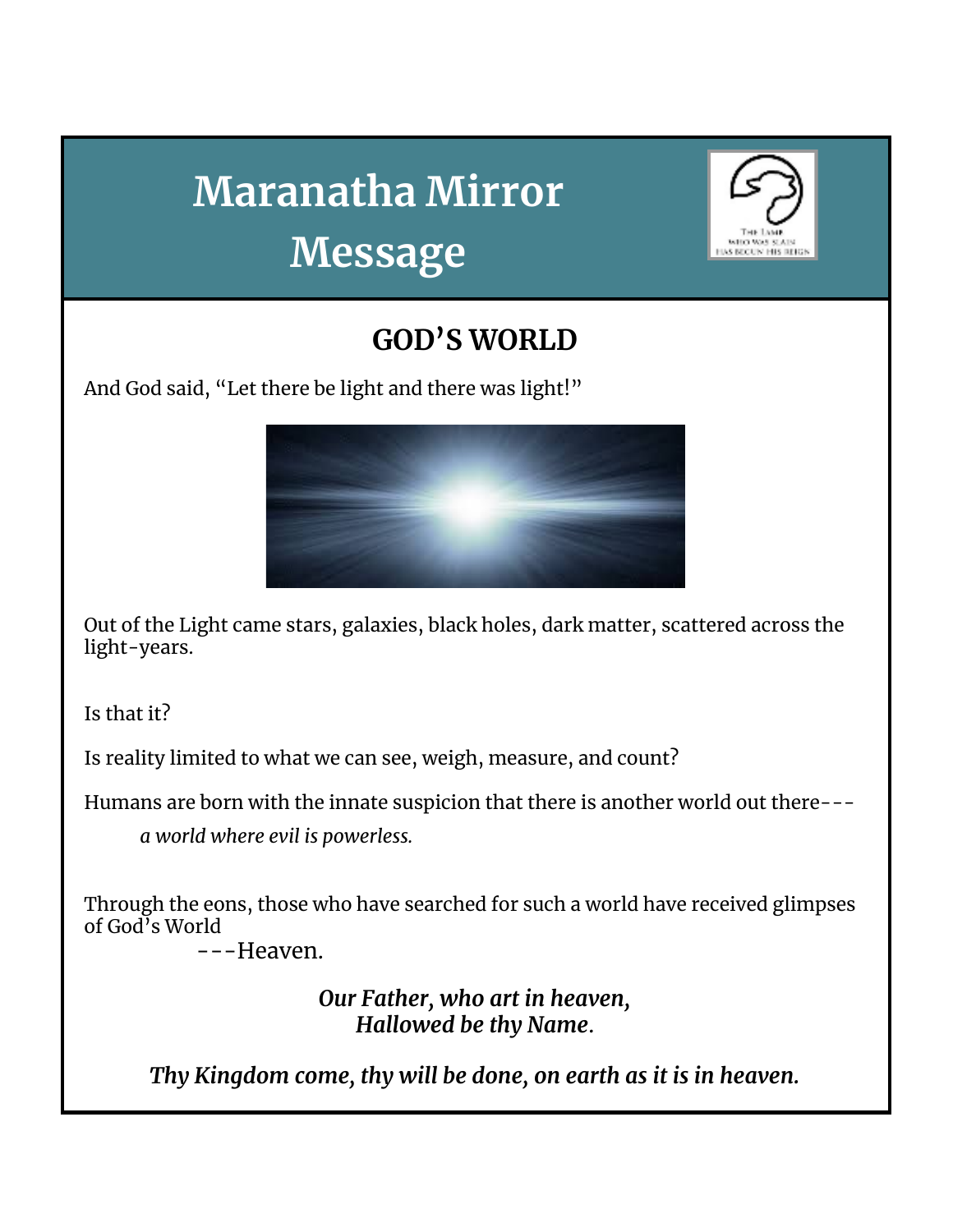# Maranatha Mirror Message

## GOD'S WORLD

And God said, "Let there be light and there was light!"

Out of the Light came stars, galaxies, black holes, dark matter, scattered across the light-years.

Is that it?

Is reality limited to what we can see, weigh, measure, and count?

Humans are born with the innate suspicion that there is another world out there---

*a world where evil is powerless.*

Through the eons, those who have searched for such a world have received glimpses of God's World

---Heaven.

***Our Father, who art in heaven,***
***Hallowed be thy Name.***

***Thy Kingdom come, thy will be done, on earth as it is in heaven.***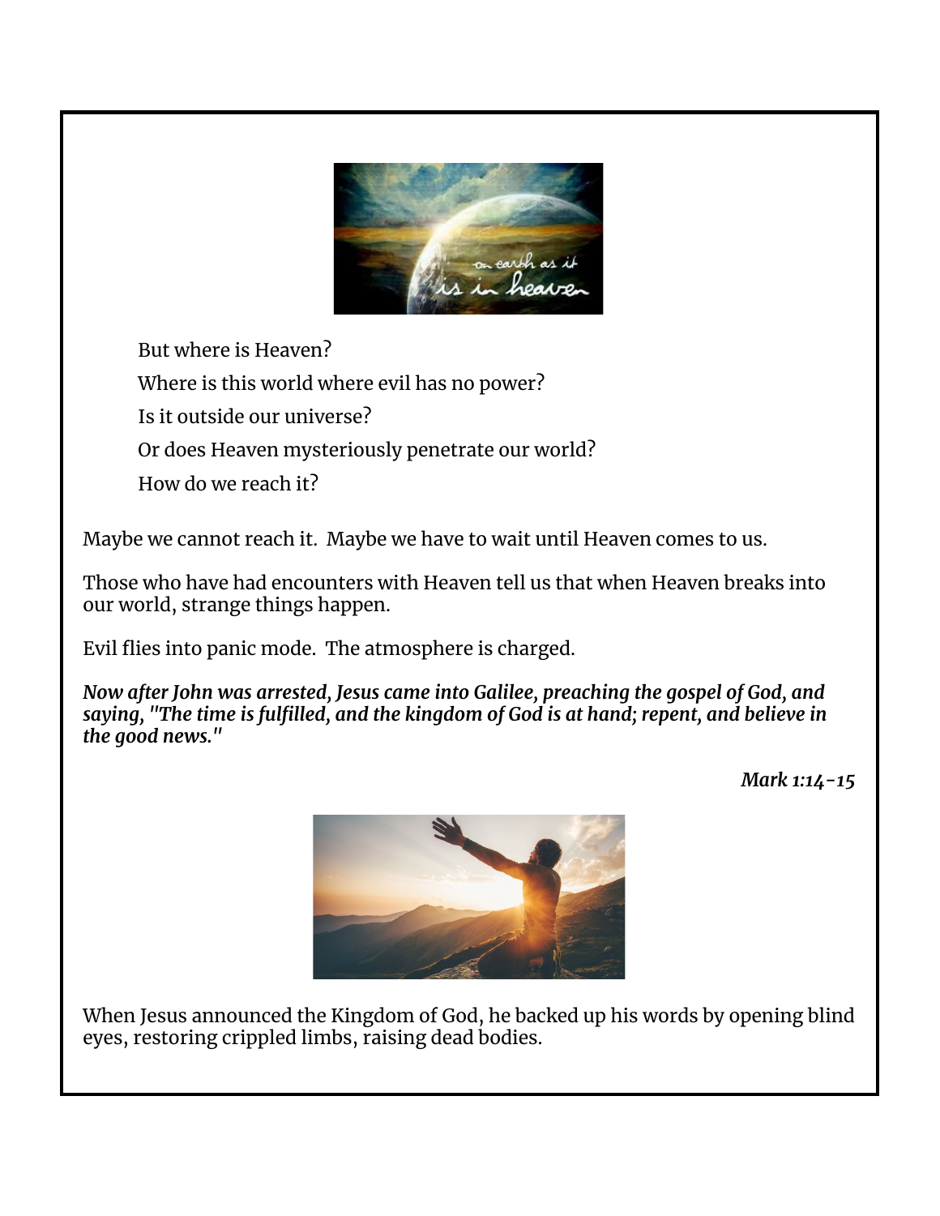But where is Heaven?

Where is this world where evil has no power?

Is it outside our universe?

Or does Heaven mysteriously penetrate our world?

How do we reach it?

Maybe we cannot reach it. Maybe we have to wait until Heaven comes to us.

Those who have had encounters with Heaven tell us that when Heaven breaks into our world, strange things happen.

Evil flies into panic mode. The atmosphere is charged.

***Now after John was arrested, Jesus came into Galilee, preaching the gospel of God, and saying, "The time is fulfilled, and the kingdom of God is at hand; repent, and believe in the good news."***

***Mark 1:14-15***

When Jesus announced the Kingdom of God, he backed up his words by opening blind eyes, restoring crippled limbs, raising dead bodies.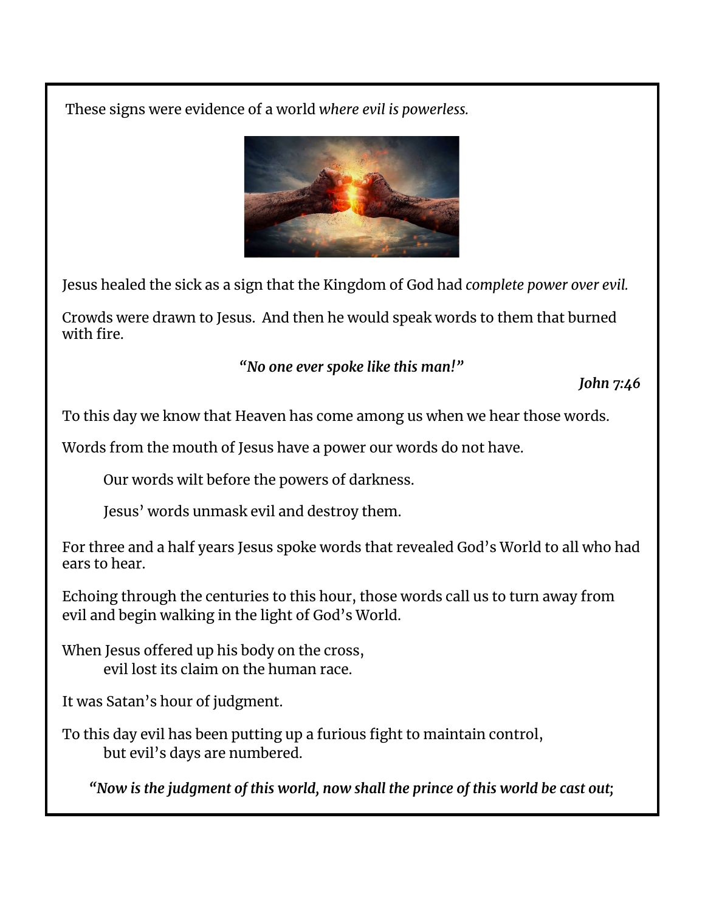These signs were evidence of a world *where evil is powerless.*

Jesus healed the sick as a sign that the Kingdom of God had *complete power over evil.*

Crowds were drawn to Jesus. And then he would speak words to them that burned with fire.

***"No one ever spoke like this man!"***

***John 7:46***

To this day we know that Heaven has come among us when we hear those words.

Words from the mouth of Jesus have a power our words do not have.

Our words wilt before the powers of darkness.

Jesus' words unmask evil and destroy them.

For three and a half years Jesus spoke words that revealed God's World to all who had ears to hear.

Echoing through the centuries to this hour, those words call us to turn away from evil and begin walking in the light of God's World.

When Jesus offered up his body on the cross,
evil lost its claim on the human race.

It was Satan's hour of judgment.

To this day evil has been putting up a furious fight to maintain control,
but evil's days are numbered.

***"Now is the judgment of this world, now shall the prince of this world be cast out;***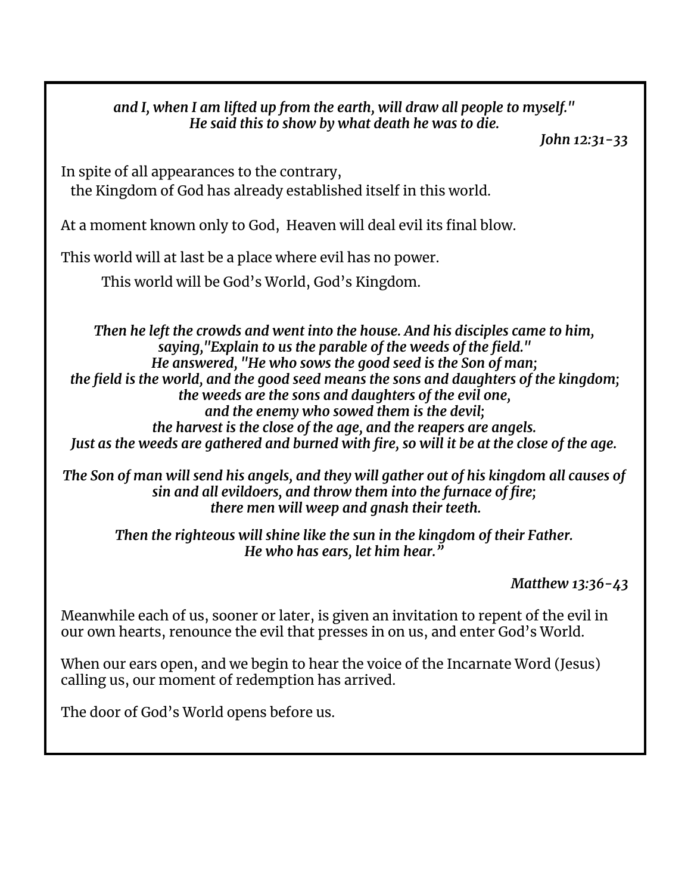*and I, when I am lifted up from the earth, will draw all people to myself."*
*He said this to show by what death he was to die.*

*John 12:31-33*

In spite of all appearances to the contrary,
the Kingdom of God has already established itself in this world.

At a moment known only to God, Heaven will deal evil its final blow.

This world will at last be a place where evil has no power.

This world will be God's World, God's Kingdom.

*Then he left the crowds and went into the house. And his disciples came to him, saying,"Explain to us the parable of the weeds of the field."*
*He answered, "He who sows the good seed is the Son of man;*
*the field is the world, and the good seed means the sons and daughters of the kingdom;*
*the weeds are the sons and daughters of the evil one,*
*and the enemy who sowed them is the devil;*
*the harvest is the close of the age, and the reapers are angels.*
*Just as the weeds are gathered and burned with fire, so will it be at the close of the age.*

*The Son of man will send his angels, and they will gather out of his kingdom all causes of sin and all evildoers, and throw them into the furnace of fire;*
*there men will weep and gnash their teeth.*

*Then the righteous will shine like the sun in the kingdom of their Father.*
*He who has ears, let him hear."*

*Matthew 13:36-43*

Meanwhile each of us, sooner or later, is given an invitation to repent of the evil in our own hearts, renounce the evil that presses in on us, and enter God's World.

When our ears open, and we begin to hear the voice of the Incarnate Word (Jesus) calling us, our moment of redemption has arrived.

The door of God's World opens before us.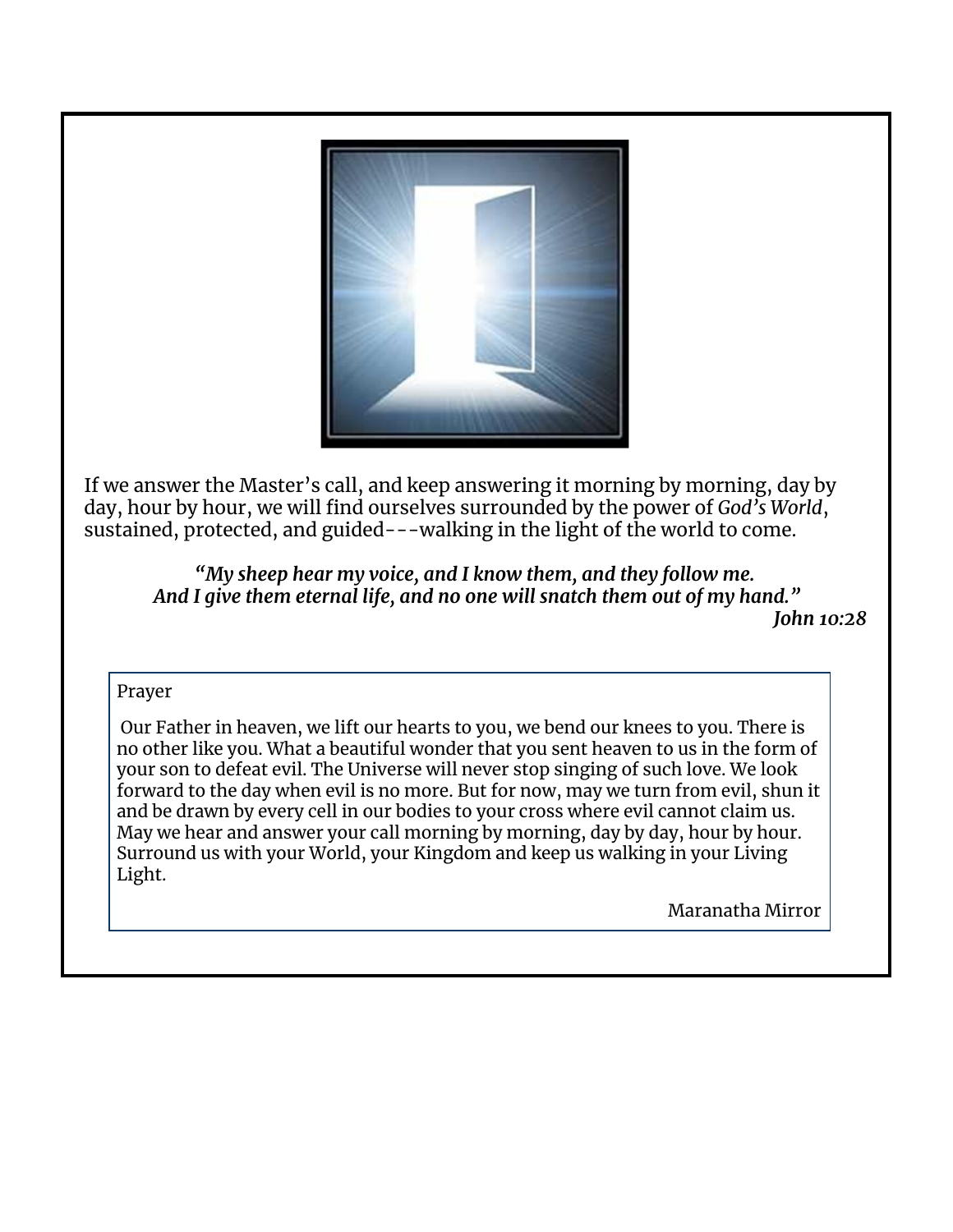If we answer the Master's call, and keep answering it morning by morning, day by day, hour by hour, we will find ourselves surrounded by the power of *God's World*, sustained, protected, and guided---walking in the light of the world to come.

> ***"My sheep hear my voice, and I know them, and they follow me. And I give them eternal life, and no one will snatch them out of my hand."***
>
> ***John 10:28***

Prayer

Our Father in heaven, we lift our hearts to you, we bend our knees to you. There is no other like you. What a beautiful wonder that you sent heaven to us in the form of your son to defeat evil. The Universe will never stop singing of such love. We look forward to the day when evil is no more. But for now, may we turn from evil, shun it and be drawn by every cell in our bodies to your cross where evil cannot claim us. May we hear and answer your call morning by morning, day by day, hour by hour. Surround us with your World, your Kingdom and keep us walking in your Living Light.

Maranatha Mirror